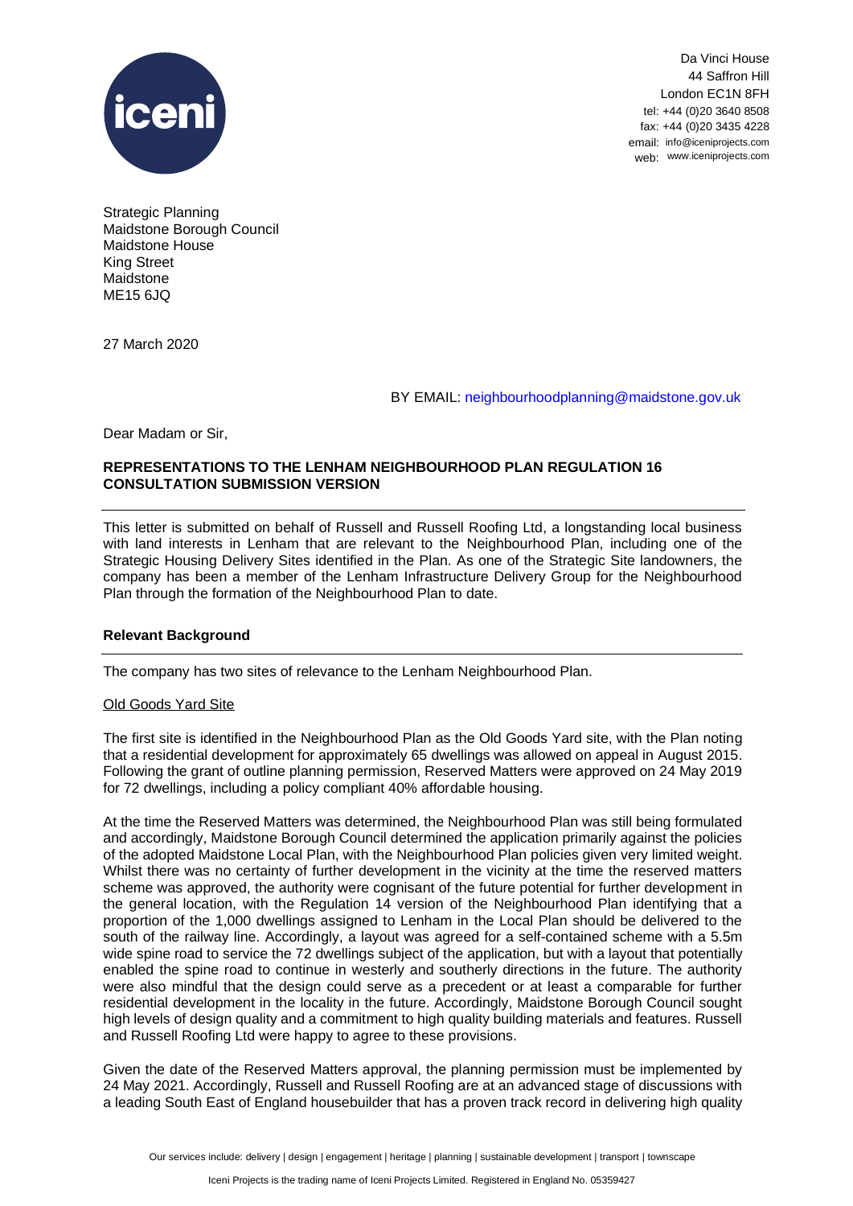Da Vinci House
44 Saffron Hill
London EC1N 8FH
tel: +44 (0)20 3640 8508
fax: +44 (0)20 3435 4228
email: info@iceniprojects.com
web: www.iceniprojects.com

Strategic Planning
Maidstone Borough Council
Maidstone House
King Street
Maidstone
ME15 6JQ

27 March 2020

BY EMAIL: neighbourhoodplanning@maidstone.gov.uk

Dear Madam or Sir,

**REPRESENTATIONS TO THE LENHAM NEIGHBOURHOOD PLAN REGULATION 16 CONSULTATION SUBMISSION VERSION**

This letter is submitted on behalf of Russell and Russell Roofing Ltd, a longstanding local business with land interests in Lenham that are relevant to the Neighbourhood Plan, including one of the Strategic Housing Delivery Sites identified in the Plan. As one of the Strategic Site landowners, the company has been a member of the Lenham Infrastructure Delivery Group for the Neighbourhood Plan through the formation of the Neighbourhood Plan to date.

**Relevant Background**

The company has two sites of relevance to the Lenham Neighbourhood Plan.

Old Goods Yard Site

The first site is identified in the Neighbourhood Plan as the Old Goods Yard site, with the Plan noting that a residential development for approximately 65 dwellings was allowed on appeal in August 2015. Following the grant of outline planning permission, Reserved Matters were approved on 24 May 2019 for 72 dwellings, including a policy compliant 40% affordable housing.

At the time the Reserved Matters was determined, the Neighbourhood Plan was still being formulated and accordingly, Maidstone Borough Council determined the application primarily against the policies of the adopted Maidstone Local Plan, with the Neighbourhood Plan policies given very limited weight. Whilst there was no certainty of further development in the vicinity at the time the reserved matters scheme was approved, the authority were cognisant of the future potential for further development in the general location, with the Regulation 14 version of the Neighbourhood Plan identifying that a proportion of the 1,000 dwellings assigned to Lenham in the Local Plan should be delivered to the south of the railway line. Accordingly, a layout was agreed for a self-contained scheme with a 5.5m wide spine road to service the 72 dwellings subject of the application, but with a layout that potentially enabled the spine road to continue in westerly and southerly directions in the future. The authority were also mindful that the design could serve as a precedent or at least a comparable for further residential development in the locality in the future. Accordingly, Maidstone Borough Council sought high levels of design quality and a commitment to high quality building materials and features. Russell and Russell Roofing Ltd were happy to agree to these provisions.

Given the date of the Reserved Matters approval, the planning permission must be implemented by 24 May 2021. Accordingly, Russell and Russell Roofing are at an advanced stage of discussions with a leading South East of England housebuilder that has a proven track record in delivering high quality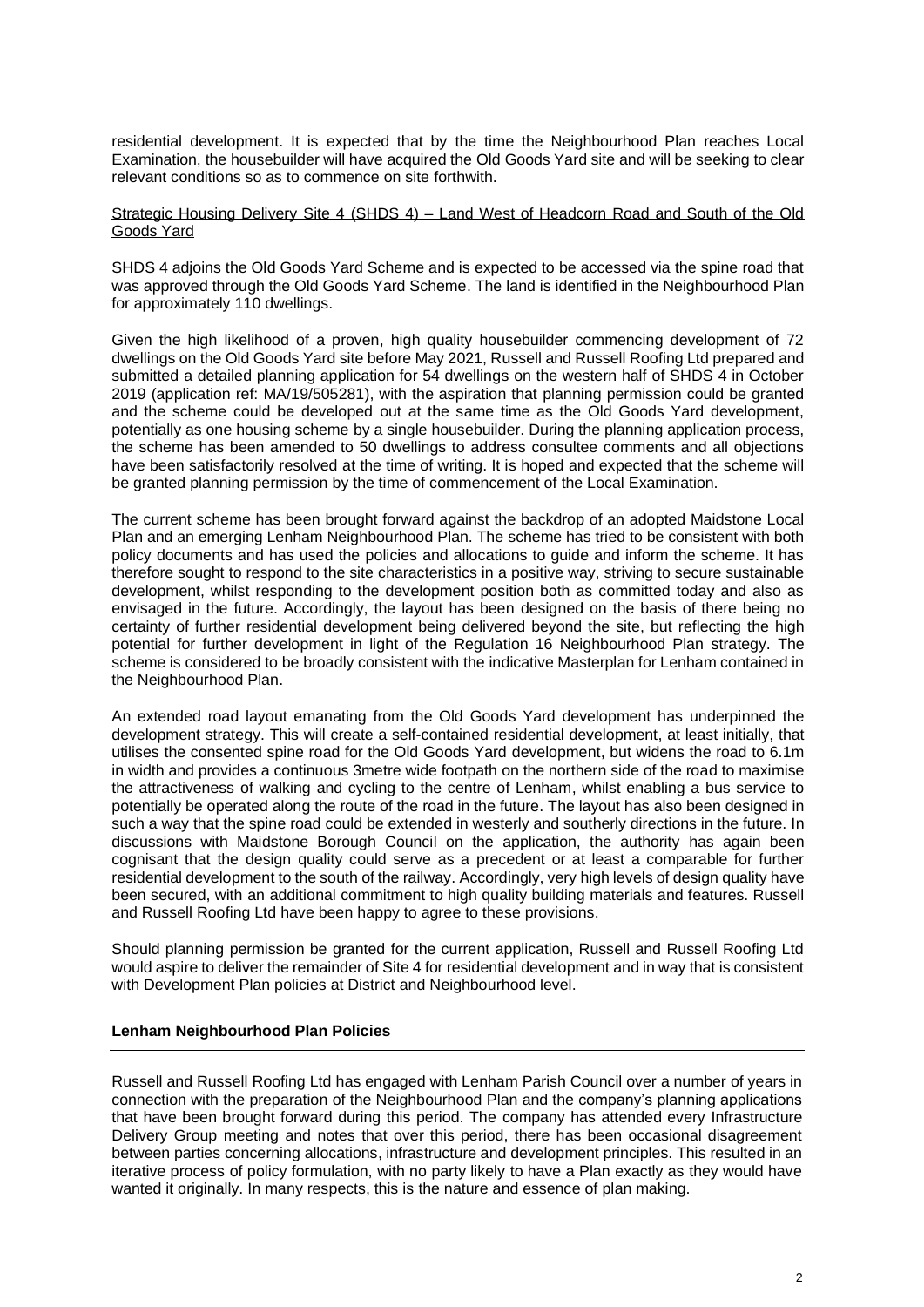residential development. It is expected that by the time the Neighbourhood Plan reaches Local Examination, the housebuilder will have acquired the Old Goods Yard site and will be seeking to clear relevant conditions so as to commence on site forthwith.

Strategic Housing Delivery Site 4 (SHDS 4) – Land West of Headcorn Road and South of the Old Goods Yard

SHDS 4 adjoins the Old Goods Yard Scheme and is expected to be accessed via the spine road that was approved through the Old Goods Yard Scheme. The land is identified in the Neighbourhood Plan for approximately 110 dwellings.

Given the high likelihood of a proven, high quality housebuilder commencing development of 72 dwellings on the Old Goods Yard site before May 2021, Russell and Russell Roofing Ltd prepared and submitted a detailed planning application for 54 dwellings on the western half of SHDS 4 in October 2019 (application ref: MA/19/505281), with the aspiration that planning permission could be granted and the scheme could be developed out at the same time as the Old Goods Yard development, potentially as one housing scheme by a single housebuilder. During the planning application process, the scheme has been amended to 50 dwellings to address consultee comments and all objections have been satisfactorily resolved at the time of writing. It is hoped and expected that the scheme will be granted planning permission by the time of commencement of the Local Examination.

The current scheme has been brought forward against the backdrop of an adopted Maidstone Local Plan and an emerging Lenham Neighbourhood Plan. The scheme has tried to be consistent with both policy documents and has used the policies and allocations to guide and inform the scheme. It has therefore sought to respond to the site characteristics in a positive way, striving to secure sustainable development, whilst responding to the development position both as committed today and also as envisaged in the future. Accordingly, the layout has been designed on the basis of there being no certainty of further residential development being delivered beyond the site, but reflecting the high potential for further development in light of the Regulation 16 Neighbourhood Plan strategy. The scheme is considered to be broadly consistent with the indicative Masterplan for Lenham contained in the Neighbourhood Plan.

An extended road layout emanating from the Old Goods Yard development has underpinned the development strategy. This will create a self-contained residential development, at least initially, that utilises the consented spine road for the Old Goods Yard development, but widens the road to 6.1m in width and provides a continuous 3metre wide footpath on the northern side of the road to maximise the attractiveness of walking and cycling to the centre of Lenham, whilst enabling a bus service to potentially be operated along the route of the road in the future. The layout has also been designed in such a way that the spine road could be extended in westerly and southerly directions in the future. In discussions with Maidstone Borough Council on the application, the authority has again been cognisant that the design quality could serve as a precedent or at least a comparable for further residential development to the south of the railway. Accordingly, very high levels of design quality have been secured, with an additional commitment to high quality building materials and features. Russell and Russell Roofing Ltd have been happy to agree to these provisions.

Should planning permission be granted for the current application, Russell and Russell Roofing Ltd would aspire to deliver the remainder of Site 4 for residential development and in way that is consistent with Development Plan policies at District and Neighbourhood level.

**Lenham Neighbourhood Plan Policies**

Russell and Russell Roofing Ltd has engaged with Lenham Parish Council over a number of years in connection with the preparation of the Neighbourhood Plan and the company's planning applications that have been brought forward during this period. The company has attended every Infrastructure Delivery Group meeting and notes that over this period, there has been occasional disagreement between parties concerning allocations, infrastructure and development principles. This resulted in an iterative process of policy formulation, with no party likely to have a Plan exactly as they would have wanted it originally. In many respects, this is the nature and essence of plan making.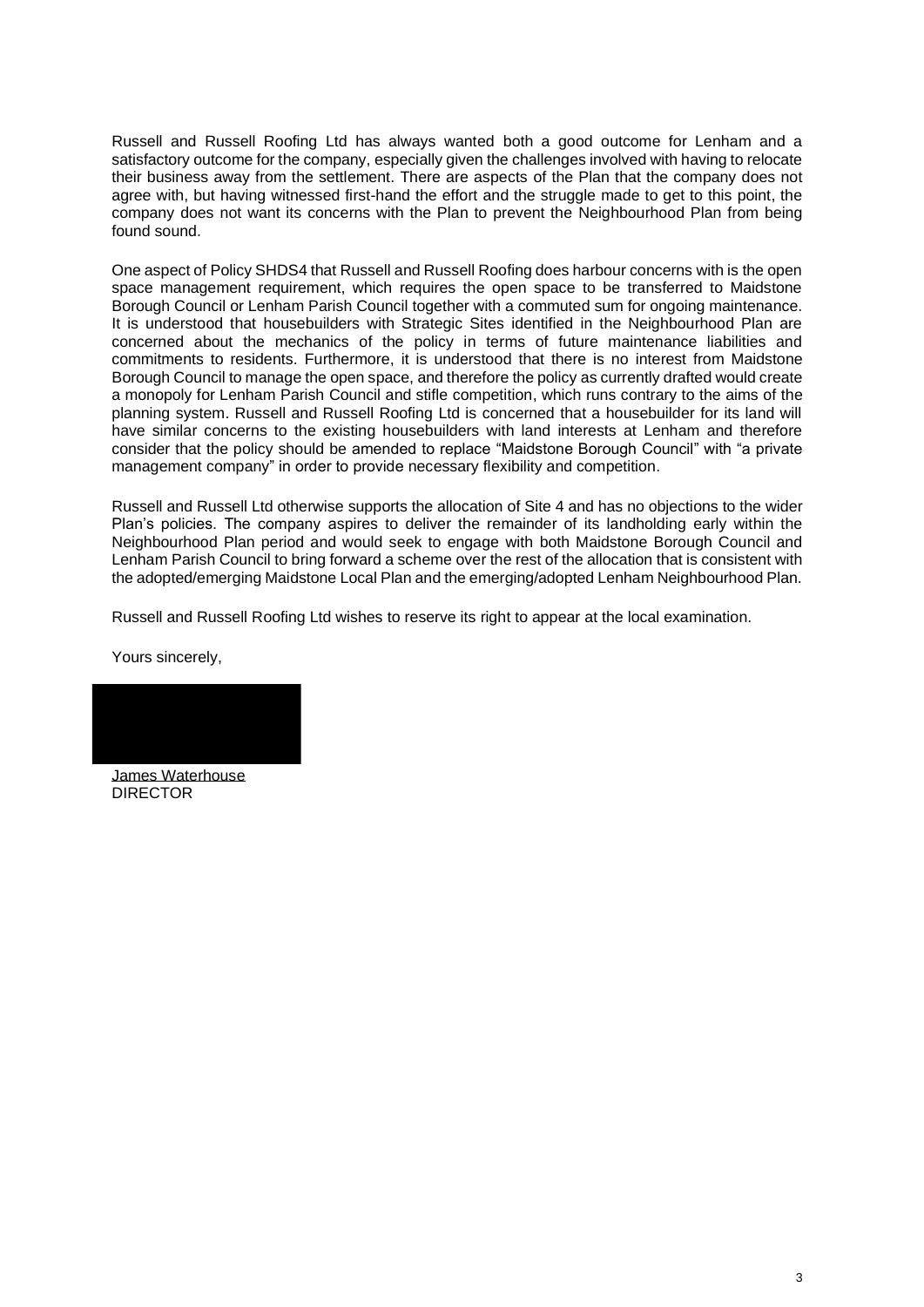Russell and Russell Roofing Ltd has always wanted both a good outcome for Lenham and a satisfactory outcome for the company, especially given the challenges involved with having to relocate their business away from the settlement. There are aspects of the Plan that the company does not agree with, but having witnessed first-hand the effort and the struggle made to get to this point, the company does not want its concerns with the Plan to prevent the Neighbourhood Plan from being found sound.

One aspect of Policy SHDS4 that Russell and Russell Roofing does harbour concerns with is the open space management requirement, which requires the open space to be transferred to Maidstone Borough Council or Lenham Parish Council together with a commuted sum for ongoing maintenance. It is understood that housebuilders with Strategic Sites identified in the Neighbourhood Plan are concerned about the mechanics of the policy in terms of future maintenance liabilities and commitments to residents. Furthermore, it is understood that there is no interest from Maidstone Borough Council to manage the open space, and therefore the policy as currently drafted would create a monopoly for Lenham Parish Council and stifle competition, which runs contrary to the aims of the planning system. Russell and Russell Roofing Ltd is concerned that a housebuilder for its land will have similar concerns to the existing housebuilders with land interests at Lenham and therefore consider that the policy should be amended to replace "Maidstone Borough Council" with "a private management company" in order to provide necessary flexibility and competition.

Russell and Russell Ltd otherwise supports the allocation of Site 4 and has no objections to the wider Plan's policies. The company aspires to deliver the remainder of its landholding early within the Neighbourhood Plan period and would seek to engage with both Maidstone Borough Council and Lenham Parish Council to bring forward a scheme over the rest of the allocation that is consistent with the adopted/emerging Maidstone Local Plan and the emerging/adopted Lenham Neighbourhood Plan.

Russell and Russell Roofing Ltd wishes to reserve its right to appear at the local examination.

Yours sincerely,

James Waterhouse
DIRECTOR